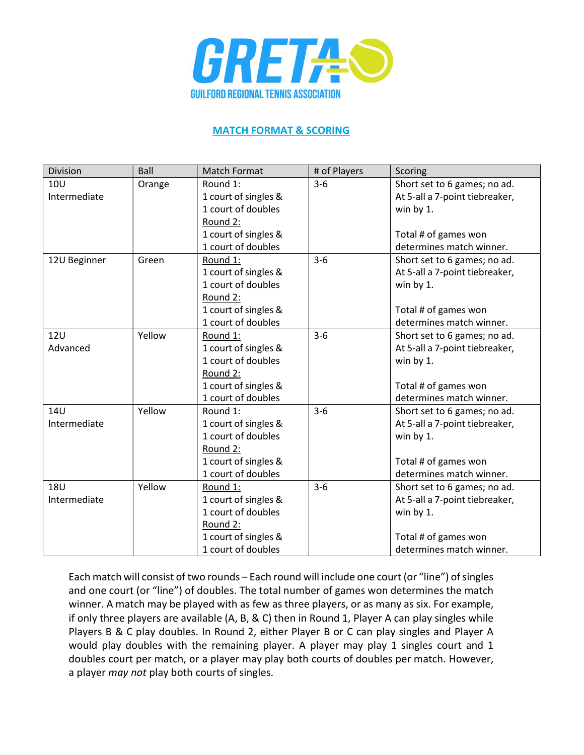GRETA

GUILFORD REGIONAL TENNIS ASSOCIATION

## MATCH FORMAT & SCORING

| Division | Ball | Match Format | # of Players | Scoring |
|---|---|---|---|---|
| 10U Intermediate | Orange | Round 1: 1 court of singles & 1 court of doubles Round 2: 1 court of singles & 1 court of doubles | 3-6 | Short set to 6 games; no ad. At 5-all a 7-point tiebreaker, win by 1. Total # of games won determines match winner. |
| 12U Beginner | Green | Round 1: 1 court of singles & 1 court of doubles Round 2: 1 court of singles & 1 court of doubles | 3-6 | Short set to 6 games; no ad. At 5-all a 7-point tiebreaker, win by 1. Total # of games won determines match winner. |
| 12U Advanced | Yellow | Round 1: 1 court of singles & 1 court of doubles Round 2: 1 court of singles & 1 court of doubles | 3-6 | Short set to 6 games; no ad. At 5-all a 7-point tiebreaker, win by 1. Total # of games won determines match winner. |
| 14U Intermediate | Yellow | Round 1: 1 court of singles & 1 court of doubles Round 2: 1 court of singles & 1 court of doubles | 3-6 | Short set to 6 games; no ad. At 5-all a 7-point tiebreaker, win by 1. Total # of games won determines match winner. |
| 18U Intermediate | Yellow | Round 1: 1 court of singles & 1 court of doubles Round 2: 1 court of singles & 1 court of doubles | 3-6 | Short set to 6 games; no ad. At 5-all a 7-point tiebreaker, win by 1. Total # of games won determines match winner. |

Each match will consist of two rounds – Each round will include one court (or "line") of singles and one court (or "line") of doubles. The total number of games won determines the match winner. A match may be played with as few as three players, or as many as six. For example, if only three players are available (A, B, & C) then in Round 1, Player A can play singles while Players B & C play doubles. In Round 2, either Player B or C can play singles and Player A would play doubles with the remaining player. A player may play 1 singles court and 1 doubles court per match, or a player may play both courts of doubles per match. However, a player *may not* play both courts of singles.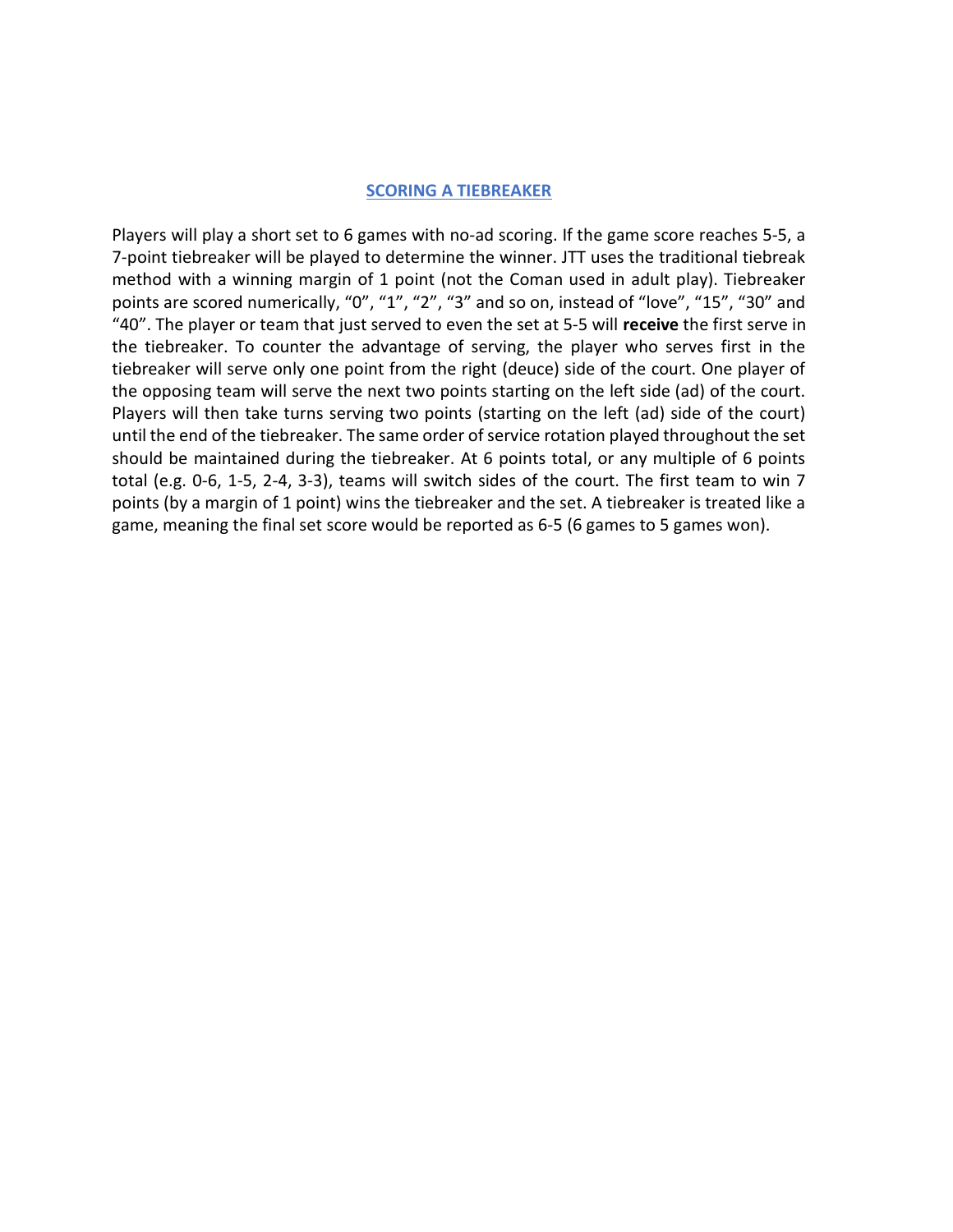## SCORING A TIEBREAKER

Players will play a short set to 6 games with no-ad scoring. If the game score reaches 5-5, a 7-point tiebreaker will be played to determine the winner. JTT uses the traditional tiebreak method with a winning margin of 1 point (not the Coman used in adult play). Tiebreaker points are scored numerically, "0", "1", "2", "3" and so on, instead of "love", "15", "30" and "40". The player or team that just served to even the set at 5-5 will **receive** the first serve in the tiebreaker. To counter the advantage of serving, the player who serves first in the tiebreaker will serve only one point from the right (deuce) side of the court. One player of the opposing team will serve the next two points starting on the left side (ad) of the court. Players will then take turns serving two points (starting on the left (ad) side of the court) until the end of the tiebreaker. The same order of service rotation played throughout the set should be maintained during the tiebreaker. At 6 points total, or any multiple of 6 points total (e.g. 0-6, 1-5, 2-4, 3-3), teams will switch sides of the court. The first team to win 7 points (by a margin of 1 point) wins the tiebreaker and the set. A tiebreaker is treated like a game, meaning the final set score would be reported as 6-5 (6 games to 5 games won).